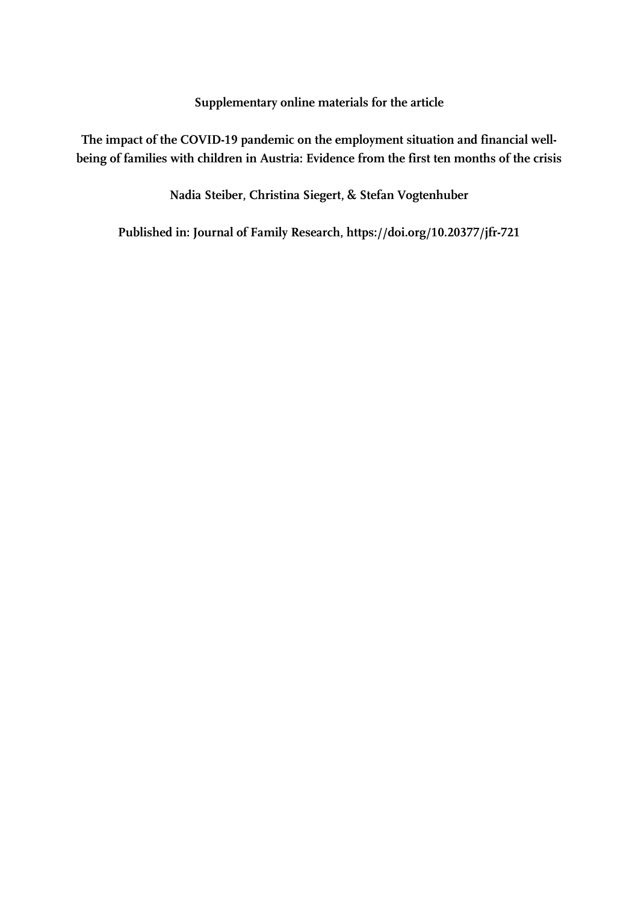**Supplementary online materials for the article**

**The impact of the COVID-19 pandemic on the employment situation and financial well-being of families with children in Austria: Evidence from the first ten months of the crisis**

**Nadia Steiber, Christina Siegert, & Stefan Vogtenhuber**

**Published in: Journal of Family Research, https://doi.org/10.20377/jfr-721**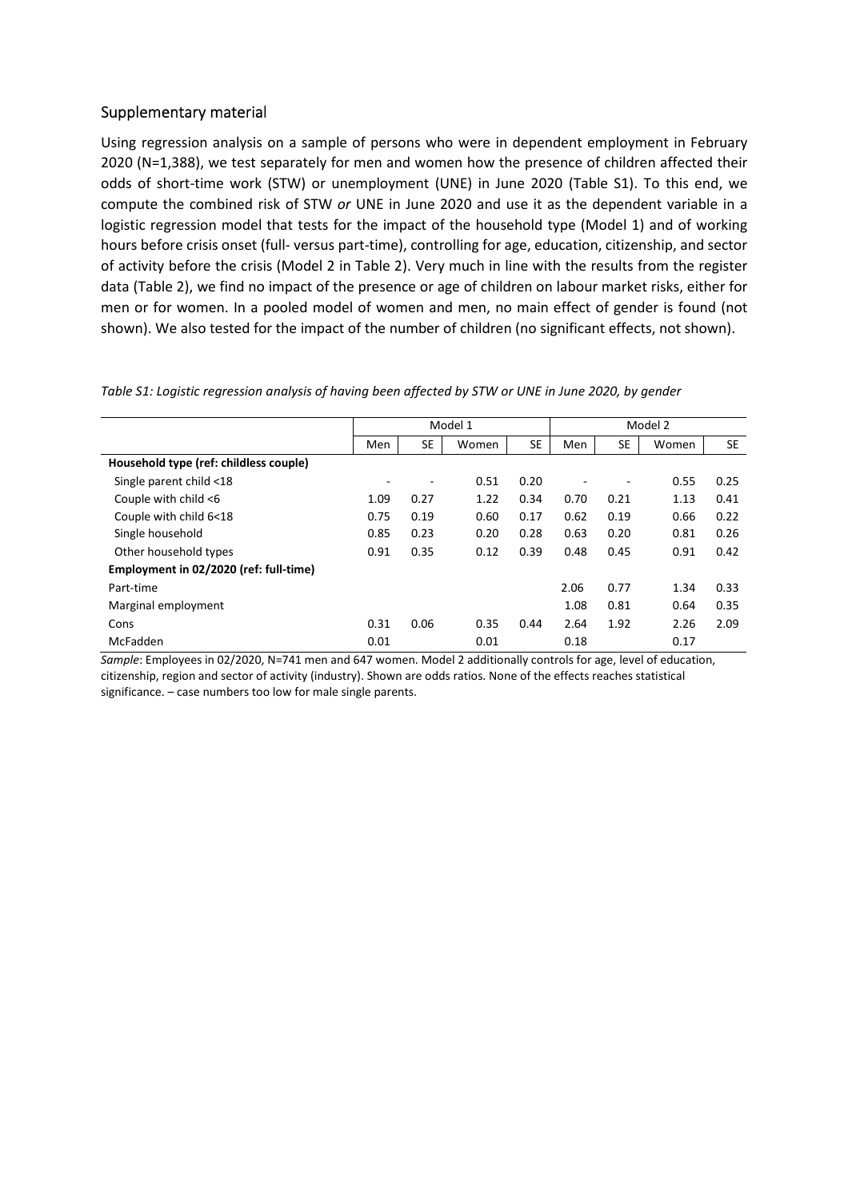## Supplementary material

Using regression analysis on a sample of persons who were in dependent employment in February 2020 (N=1,388), we test separately for men and women how the presence of children affected their odds of short-time work (STW) or unemployment (UNE) in June 2020 (Table S1). To this end, we compute the combined risk of STW *or* UNE in June 2020 and use it as the dependent variable in a logistic regression model that tests for the impact of the household type (Model 1) and of working hours before crisis onset (full- versus part-time), controlling for age, education, citizenship, and sector of activity before the crisis (Model 2 in Table 2). Very much in line with the results from the register data (Table 2), we find no impact of the presence or age of children on labour market risks, either for men or for women. In a pooled model of women and men, no main effect of gender is found (not shown). We also tested for the impact of the number of children (no significant effects, not shown).

*Table S1: Logistic regression analysis of having been affected by STW or UNE in June 2020, by gender*

| | Model 1 | | | | Model 2 | | | |
|---|---|---|---|---|---|---|---|---|
| | Men | SE | Women | SE | Men | SE | Women | SE |
| **Household type (ref: childless couple)** | | | | | | | | |
| Single parent child <18 | - | - | 0.51 | 0.20 | - | - | 0.55 | 0.25 |
| Couple with child <6 | 1.09 | 0.27 | 1.22 | 0.34 | 0.70 | 0.21 | 1.13 | 0.41 |
| Couple with child 6<18 | 0.75 | 0.19 | 0.60 | 0.17 | 0.62 | 0.19 | 0.66 | 0.22 |
| Single household | 0.85 | 0.23 | 0.20 | 0.28 | 0.63 | 0.20 | 0.81 | 0.26 |
| Other household types | 0.91 | 0.35 | 0.12 | 0.39 | 0.48 | 0.45 | 0.91 | 0.42 |
| **Employment in 02/2020 (ref: full-time)** | | | | | | | | |
| Part-time | | | | | 2.06 | 0.77 | 1.34 | 0.33 |
| Marginal employment | | | | | 1.08 | 0.81 | 0.64 | 0.35 |
| Cons | 0.31 | 0.06 | 0.35 | 0.44 | 2.64 | 1.92 | 2.26 | 2.09 |
| McFadden | 0.01 | | 0.01 | | 0.18 | | 0.17 | |

*Sample*: Employees in 02/2020, N=741 men and 647 women. Model 2 additionally controls for age, level of education, citizenship, region and sector of activity (industry). Shown are odds ratios. None of the effects reaches statistical significance. – case numbers too low for male single parents.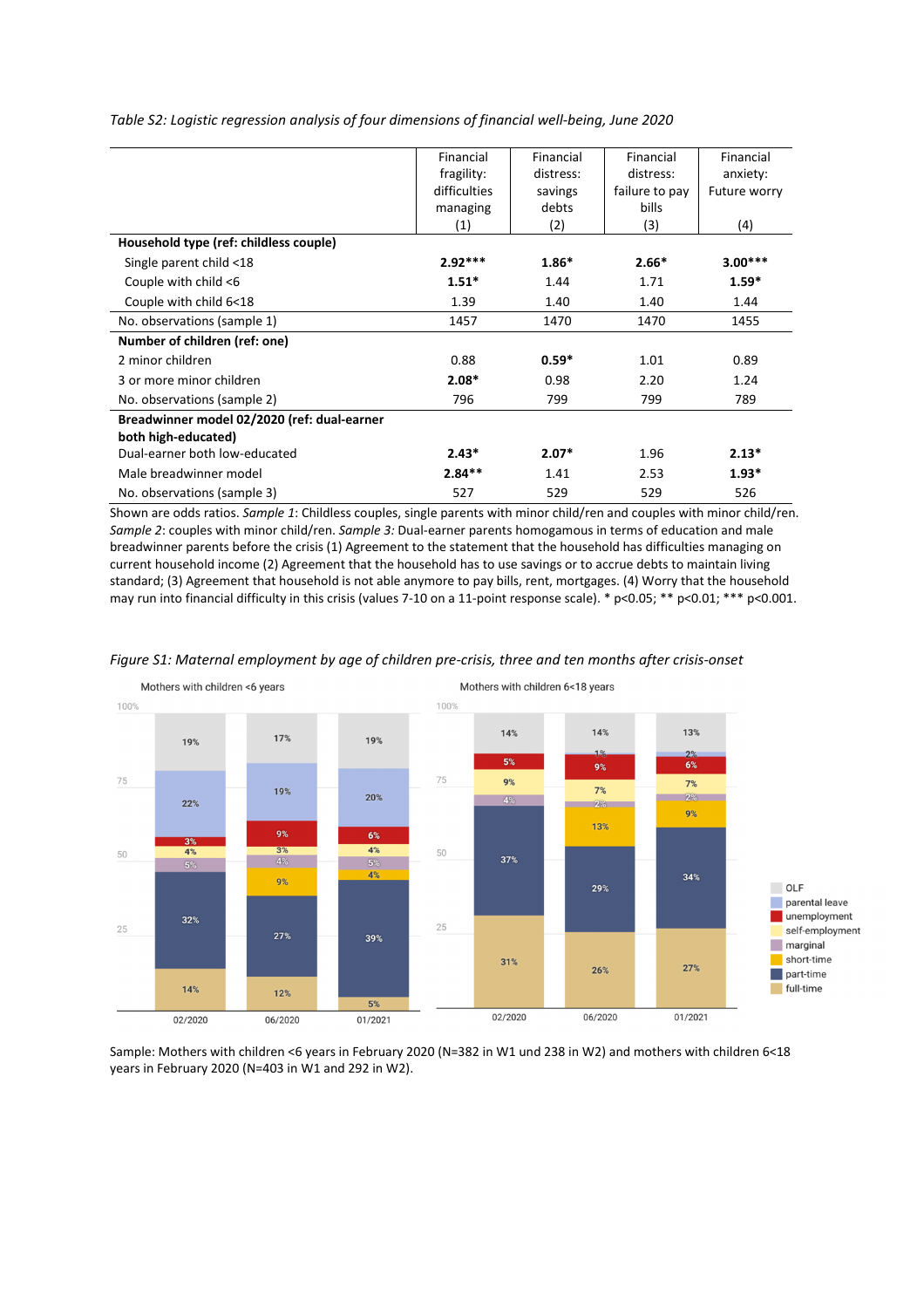*Table S2: Logistic regression analysis of four dimensions of financial well-being, June 2020*

| | Financial fragility: difficulties managing (1) | Financial distress: savings debts (2) | Financial distress: failure to pay bills (3) | Financial anxiety: Future worry (4) |
|---|---|---|---|---|
| **Household type (ref: childless couple)** | | | | |
| Single parent child <18 | **2.92*** ** | **1.86*** | **2.66*** | **3.00*** ** |
| Couple with child <6 | **1.51*** | 1.44 | 1.71 | **1.59*** |
| Couple with child 6<18 | 1.39 | 1.40 | 1.40 | 1.44 |
| No. observations (sample 1) | 1457 | 1470 | 1470 | 1455 |
| **Number of children (ref: one)** | | | | |
| 2 minor children | 0.88 | **0.59*** | 1.01 | 0.89 |
| 3 or more minor children | **2.08*** | 0.98 | 2.20 | 1.24 |
| No. observations (sample 2) | 796 | 799 | 799 | 789 |
| **Breadwinner model 02/2020 (ref: dual-earner both high-educated)** | | | | |
| Dual-earner both low-educated | **2.43*** | **2.07*** | 1.96 | **2.13*** |
| Male breadwinner model | **2.84**** | 1.41 | 2.53 | **1.93*** |
| No. observations (sample 3) | 527 | 529 | 529 | 526 |

Shown are odds ratios. *Sample 1*: Childless couples, single parents with minor child/ren and couples with minor child/ren. *Sample 2*: couples with minor child/ren. *Sample 3:* Dual-earner parents homogamous in terms of education and male breadwinner parents before the crisis (1) Agreement to the statement that the household has difficulties managing on current household income (2) Agreement that the household has to use savings or to accrue debts to maintain living standard; (3) Agreement that household is not able anymore to pay bills, rent, mortgages. (4) Worry that the household may run into financial difficulty in this crisis (values 7-10 on a 11-point response scale). * p<0.05; ** p<0.01; *** p<0.001.

*Figure S1: Maternal employment by age of children pre-crisis, three and ten months after crisis-onset*

Mothers with children <6 years

100% 75 50 25

02/2020: 19%, 22%, 3%, 4%, 5%, 32%, 14%
06/2020: 17%, 19%, 9%, 3%, 4%, 9%, 27%, 12%
01/2021: 19%, 20%, 6%, 4%, 5%, 4%, 39%, 5%

Mothers with children 6<18 years

100% 75 50 25

02/2020: 14%, 5%, 9%, 4%, 37%, 31%
06/2020: 14%, 1%, 9%, 7%, 2%, 13%, 29%, 26%
01/2021: 13%, 2%, 6%, 7%, 2%, 9%, 34%, 27%

OLF
parental leave
unemployment
self-employment
marginal
short-time
part-time
full-time

Sample: Mothers with children <6 years in February 2020 (N=382 in W1 und 238 in W2) and mothers with children 6<18 years in February 2020 (N=403 in W1 and 292 in W2).